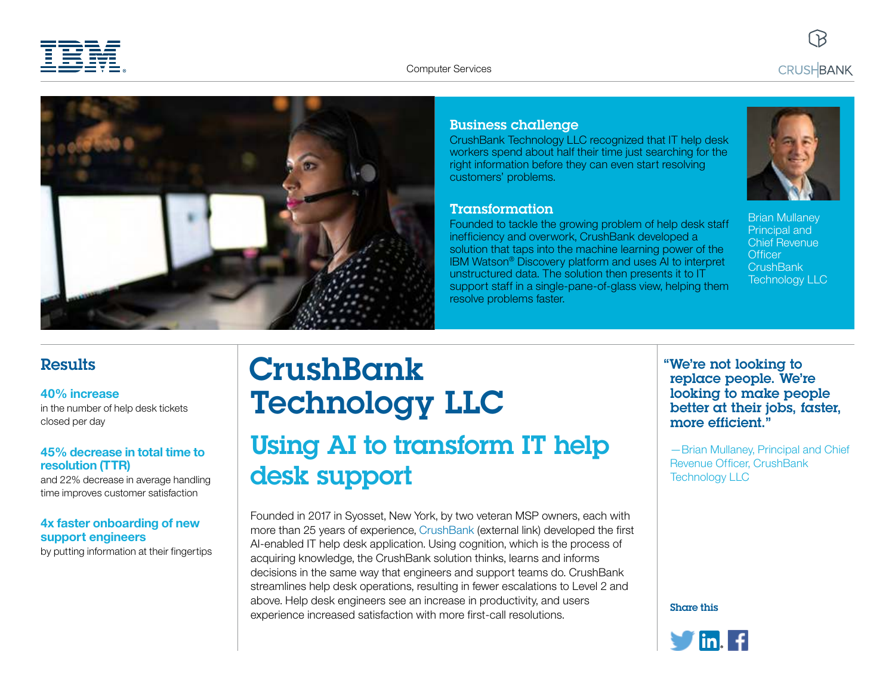Computer Services

## Business challenge

CrushBank Technology LLC recognized that IT help desk workers spend about half their time just searching for the right information before they can even start resolving customers' problems.

## Transformation

Founded to tackle the growing problem of help desk staff inefficiency and overwork, CrushBank developed a solution that taps into the machine learning power of the IBM Watson® Discovery platform and uses AI to interpret unstructured data. The solution then presents it to IT support staff in a single-pane-of-glass view, helping them resolve problems faster.

Brian Mullaney
Principal and Chief Revenue Officer
CrushBank Technology LLC

## Results

**40% increase**
in the number of help desk tickets closed per day

**45% decrease in total time to resolution (TTR)**
and 22% decrease in average handling time improves customer satisfaction

**4x faster onboarding of new support engineers**
by putting information at their fingertips

# CrushBank Technology LLC

## Using AI to transform IT help desk support

Founded in 2017 in Syosset, New York, by two veteran MSP owners, each with more than 25 years of experience, CrushBank (external link) developed the first AI-enabled IT help desk application. Using cognition, which is the process of acquiring knowledge, the CrushBank solution thinks, learns and informs decisions in the same way that engineers and support teams do. CrushBank streamlines help desk operations, resulting in fewer escalations to Level 2 and above. Help desk engineers see an increase in productivity, and users experience increased satisfaction with more first-call resolutions.

> **"We're not looking to replace people. We're looking to make people better at their jobs, faster, more efficient."**
>
> —Brian Mullaney, Principal and Chief Revenue Officer, CrushBank Technology LLC

Share this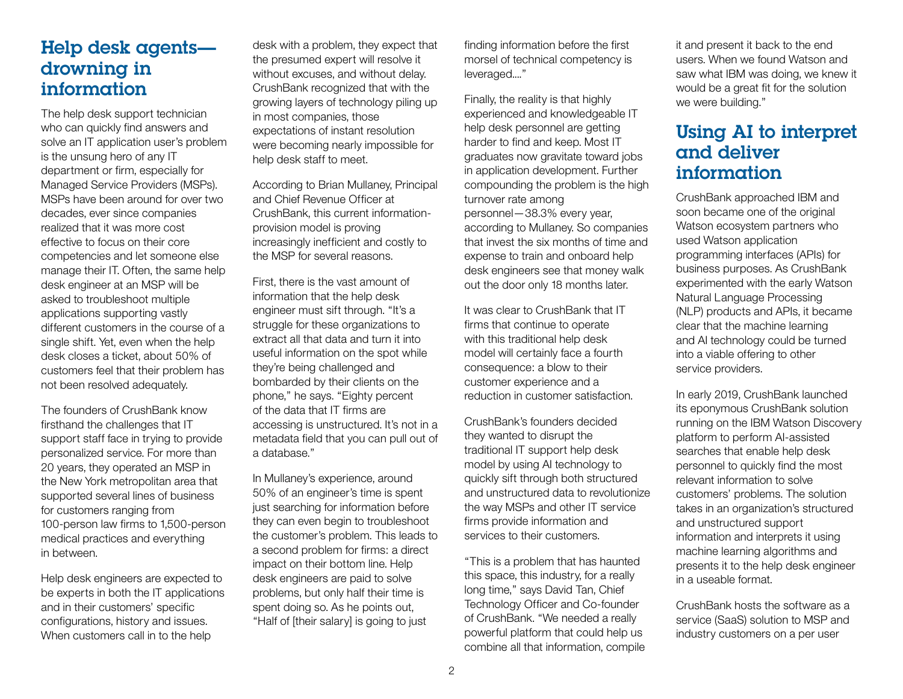## Help desk agents—drowning in information

The help desk support technician who can quickly find answers and solve an IT application user's problem is the unsung hero of any IT department or firm, especially for Managed Service Providers (MSPs). MSPs have been around for over two decades, ever since companies realized that it was more cost effective to focus on their core competencies and let someone else manage their IT. Often, the same help desk engineer at an MSP will be asked to troubleshoot multiple applications supporting vastly different customers in the course of a single shift. Yet, even when the help desk closes a ticket, about 50% of customers feel that their problem has not been resolved adequately.

The founders of CrushBank know firsthand the challenges that IT support staff face in trying to provide personalized service. For more than 20 years, they operated an MSP in the New York metropolitan area that supported several lines of business for customers ranging from 100-person law firms to 1,500-person medical practices and everything in between.

Help desk engineers are expected to be experts in both the IT applications and in their customers' specific configurations, history and issues. When customers call in to the help desk with a problem, they expect that the presumed expert will resolve it without excuses, and without delay. CrushBank recognized that with the growing layers of technology piling up in most companies, those expectations of instant resolution were becoming nearly impossible for help desk staff to meet.

According to Brian Mullaney, Principal and Chief Revenue Officer at CrushBank, this current information-provision model is proving increasingly inefficient and costly to the MSP for several reasons.

First, there is the vast amount of information that the help desk engineer must sift through. "It's a struggle for these organizations to extract all that data and turn it into useful information on the spot while they're being challenged and bombarded by their clients on the phone," he says. "Eighty percent of the data that IT firms are accessing is unstructured. It's not in a metadata field that you can pull out of a database."

In Mullaney's experience, around 50% of an engineer's time is spent just searching for information before they can even begin to troubleshoot the customer's problem. This leads to a second problem for firms: a direct impact on their bottom line. Help desk engineers are paid to solve problems, but only half their time is spent doing so. As he points out, "Half of [their salary] is going to just finding information before the first morsel of technical competency is leveraged...."

Finally, the reality is that highly experienced and knowledgeable IT help desk personnel are getting harder to find and keep. Most IT graduates now gravitate toward jobs in application development. Further compounding the problem is the high turnover rate among personnel—38.3% every year, according to Mullaney. So companies that invest the six months of time and expense to train and onboard help desk engineers see that money walk out the door only 18 months later.

It was clear to CrushBank that IT firms that continue to operate with this traditional help desk model will certainly face a fourth consequence: a blow to their customer experience and a reduction in customer satisfaction.

CrushBank's founders decided they wanted to disrupt the traditional IT support help desk model by using AI technology to quickly sift through both structured and unstructured data to revolutionize the way MSPs and other IT service firms provide information and services to their customers.

"This is a problem that has haunted this space, this industry, for a really long time," says David Tan, Chief Technology Officer and Co-founder of CrushBank. "We needed a really powerful platform that could help us combine all that information, compile it and present it back to the end users. When we found Watson and saw what IBM was doing, we knew it would be a great fit for the solution we were building."

## Using AI to interpret and deliver information

CrushBank approached IBM and soon became one of the original Watson ecosystem partners who used Watson application programming interfaces (APIs) for business purposes. As CrushBank experimented with the early Watson Natural Language Processing (NLP) products and APIs, it became clear that the machine learning and AI technology could be turned into a viable offering to other service providers.

In early 2019, CrushBank launched its eponymous CrushBank solution running on the IBM Watson Discovery platform to perform AI-assisted searches that enable help desk personnel to quickly find the most relevant information to solve customers' problems. The solution takes in an organization's structured and unstructured support information and interprets it using machine learning algorithms and presents it to the help desk engineer in a useable format.

CrushBank hosts the software as a service (SaaS) solution to MSP and industry customers on a per user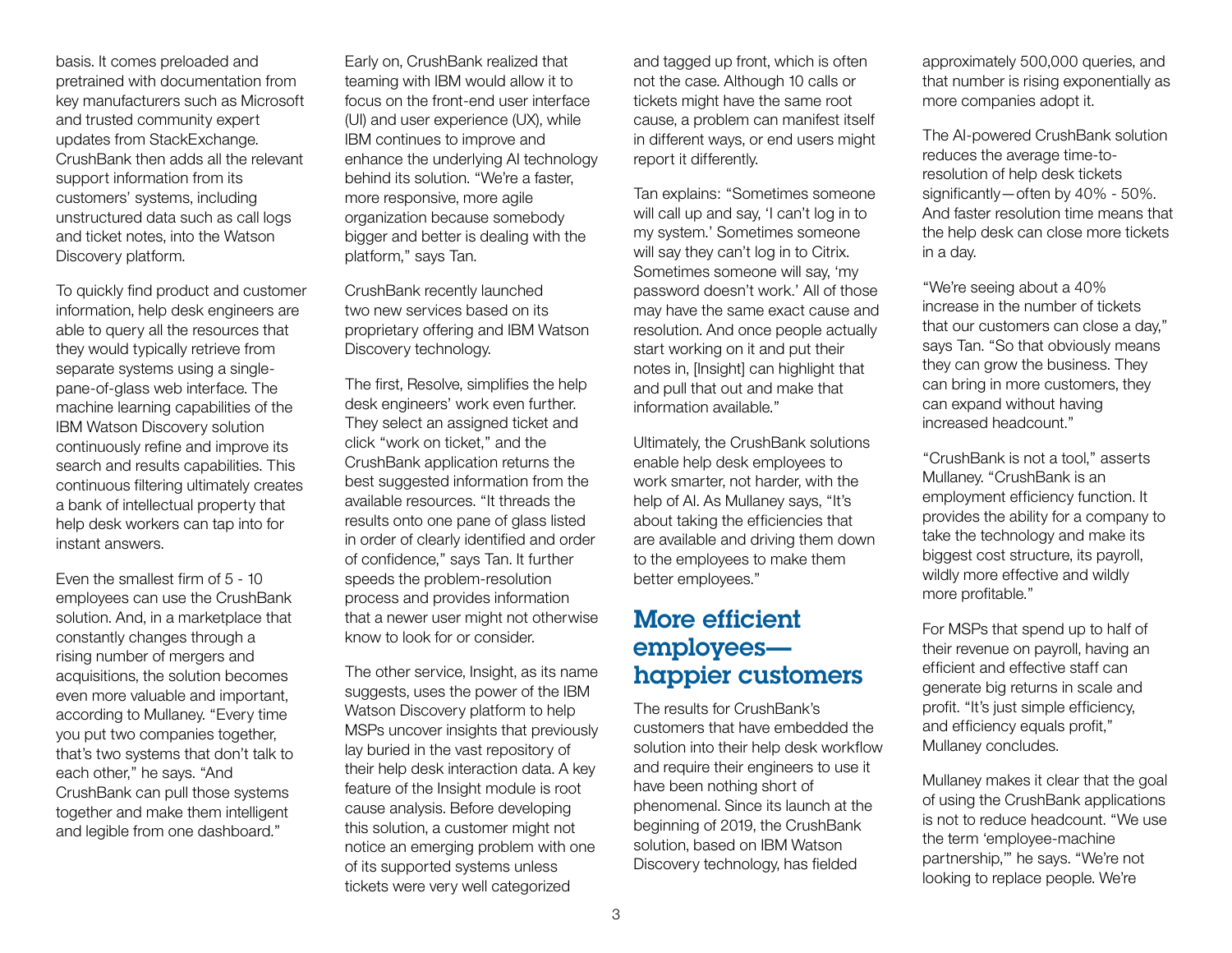basis. It comes preloaded and pretrained with documentation from key manufacturers such as Microsoft and trusted community expert updates from StackExchange. CrushBank then adds all the relevant support information from its customers' systems, including unstructured data such as call logs and ticket notes, into the Watson Discovery platform.

To quickly find product and customer information, help desk engineers are able to query all the resources that they would typically retrieve from separate systems using a single-pane-of-glass web interface. The machine learning capabilities of the IBM Watson Discovery solution continuously refine and improve its search and results capabilities. This continuous filtering ultimately creates a bank of intellectual property that help desk workers can tap into for instant answers.

Even the smallest firm of 5 - 10 employees can use the CrushBank solution. And, in a marketplace that constantly changes through a rising number of mergers and acquisitions, the solution becomes even more valuable and important, according to Mullaney. "Every time you put two companies together, that's two systems that don't talk to each other," he says. "And CrushBank can pull those systems together and make them intelligent and legible from one dashboard."

Early on, CrushBank realized that teaming with IBM would allow it to focus on the front-end user interface (UI) and user experience (UX), while IBM continues to improve and enhance the underlying AI technology behind its solution. "We're a faster, more responsive, more agile organization because somebody bigger and better is dealing with the platform," says Tan.

CrushBank recently launched two new services based on its proprietary offering and IBM Watson Discovery technology.

The first, Resolve, simplifies the help desk engineers' work even further. They select an assigned ticket and click "work on ticket," and the CrushBank application returns the best suggested information from the available resources. "It threads the results onto one pane of glass listed in order of clearly identified and order of confidence," says Tan. It further speeds the problem-resolution process and provides information that a newer user might not otherwise know to look for or consider.

The other service, Insight, as its name suggests, uses the power of the IBM Watson Discovery platform to help MSPs uncover insights that previously lay buried in the vast repository of their help desk interaction data. A key feature of the Insight module is root cause analysis. Before developing this solution, a customer might not notice an emerging problem with one of its supported systems unless tickets were very well categorized and tagged up front, which is often not the case. Although 10 calls or tickets might have the same root cause, a problem can manifest itself in different ways, or end users might report it differently.

Tan explains: "Sometimes someone will call up and say, 'I can't log in to my system.' Sometimes someone will say they can't log in to Citrix. Sometimes someone will say, 'my password doesn't work.' All of those may have the same exact cause and resolution. And once people actually start working on it and put their notes in, [Insight] can highlight that and pull that out and make that information available."

Ultimately, the CrushBank solutions enable help desk employees to work smarter, not harder, with the help of AI. As Mullaney says, "It's about taking the efficiencies that are available and driving them down to the employees to make them better employees."

## More efficient employees—happier customers

The results for CrushBank's customers that have embedded the solution into their help desk workflow and require their engineers to use it have been nothing short of phenomenal. Since its launch at the beginning of 2019, the CrushBank solution, based on IBM Watson Discovery technology, has fielded approximately 500,000 queries, and that number is rising exponentially as more companies adopt it.

The AI-powered CrushBank solution reduces the average time-to-resolution of help desk tickets significantly—often by 40% - 50%. And faster resolution time means that the help desk can close more tickets in a day.

"We're seeing about a 40% increase in the number of tickets that our customers can close a day," says Tan. "So that obviously means they can grow the business. They can bring in more customers, they can expand without having increased headcount."

"CrushBank is not a tool," asserts Mullaney. "CrushBank is an employment efficiency function. It provides the ability for a company to take the technology and make its biggest cost structure, its payroll, wildly more effective and wildly more profitable."

For MSPs that spend up to half of their revenue on payroll, having an efficient and effective staff can generate big returns in scale and profit. "It's just simple efficiency, and efficiency equals profit," Mullaney concludes.

Mullaney makes it clear that the goal of using the CrushBank applications is not to reduce headcount. "We use the term 'employee-machine partnership,'" he says. "We're not looking to replace people. We're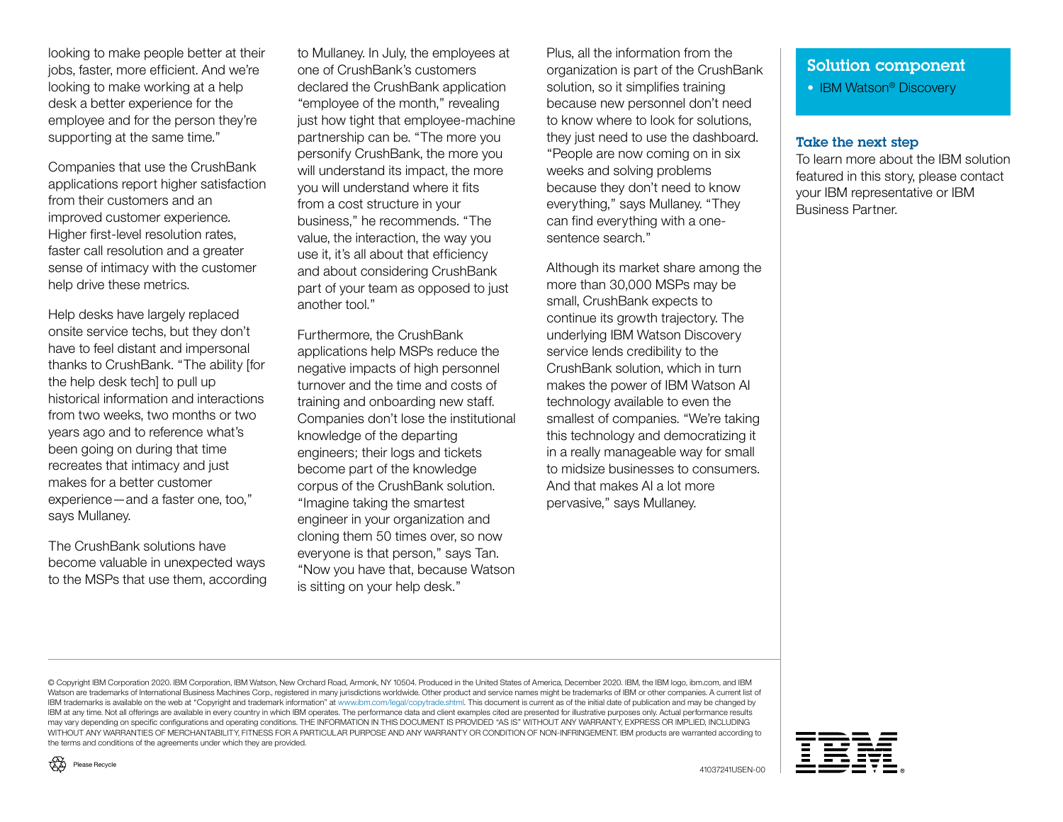looking to make people better at their jobs, faster, more efficient. And we're looking to make working at a help desk a better experience for the employee and for the person they're supporting at the same time."

Companies that use the CrushBank applications report higher satisfaction from their customers and an improved customer experience. Higher first-level resolution rates, faster call resolution and a greater sense of intimacy with the customer help drive these metrics.

Help desks have largely replaced onsite service techs, but they don't have to feel distant and impersonal thanks to CrushBank. "The ability [for the help desk tech] to pull up historical information and interactions from two weeks, two months or two years ago and to reference what's been going on during that time recreates that intimacy and just makes for a better customer experience—and a faster one, too," says Mullaney.

The CrushBank solutions have become valuable in unexpected ways to the MSPs that use them, according to Mullaney. In July, the employees at one of CrushBank's customers declared the CrushBank application "employee of the month," revealing just how tight that employee-machine partnership can be. "The more you personify CrushBank, the more you will understand its impact, the more you will understand where it fits from a cost structure in your business," he recommends. "The value, the interaction, the way you use it, it's all about that efficiency and about considering CrushBank part of your team as opposed to just another tool."

Furthermore, the CrushBank applications help MSPs reduce the negative impacts of high personnel turnover and the time and costs of training and onboarding new staff. Companies don't lose the institutional knowledge of the departing engineers; their logs and tickets become part of the knowledge corpus of the CrushBank solution. "Imagine taking the smartest engineer in your organization and cloning them 50 times over, so now everyone is that person," says Tan. "Now you have that, because Watson is sitting on your help desk."

Plus, all the information from the organization is part of the CrushBank solution, so it simplifies training because new personnel don't need to know where to look for solutions, they just need to use the dashboard. "People are now coming on in six weeks and solving problems because they don't need to know everything," says Mullaney. "They can find everything with a one-sentence search."

Although its market share among the more than 30,000 MSPs may be small, CrushBank expects to continue its growth trajectory. The underlying IBM Watson Discovery service lends credibility to the CrushBank solution, which in turn makes the power of IBM Watson AI technology available to even the smallest of companies. "We're taking this technology and democratizing it in a really manageable way for small to midsize businesses to consumers. And that makes AI a lot more pervasive," says Mullaney.

## Solution component

- IBM Watson® Discovery

### Take the next step

To learn more about the IBM solution featured in this story, please contact your IBM representative or IBM Business Partner.

© Copyright IBM Corporation 2020. IBM Corporation, IBM Watson, New Orchard Road, Armonk, NY 10504. Produced in the United States of America, December 2020. IBM, the IBM logo, ibm.com, and IBM Watson are trademarks of International Business Machines Corp., registered in many jurisdictions worldwide. Other product and service names might be trademarks of IBM or other companies. A current list of IBM trademarks is available on the web at "Copyright and trademark information" at www.ibm.com/legal/copytrade.shtml. This document is current as of the initial date of publication and may be changed by IBM at any time. Not all offerings are available in every country in which IBM operates. The performance data and client examples cited are presented for illustrative purposes only. Actual performance results may vary depending on specific configurations and operating conditions. THE INFORMATION IN THIS DOCUMENT IS PROVIDED "AS IS" WITHOUT ANY WARRANTY, EXPRESS OR IMPLIED, INCLUDING WITHOUT ANY WARRANTIES OF MERCHANTABILITY, FITNESS FOR A PARTICULAR PURPOSE AND ANY WARRANTY OR CONDITION OF NON-INFRINGEMENT. IBM products are warranted according to the terms and conditions of the agreements under which they are provided.

Please Recycle

41037241USEN-00